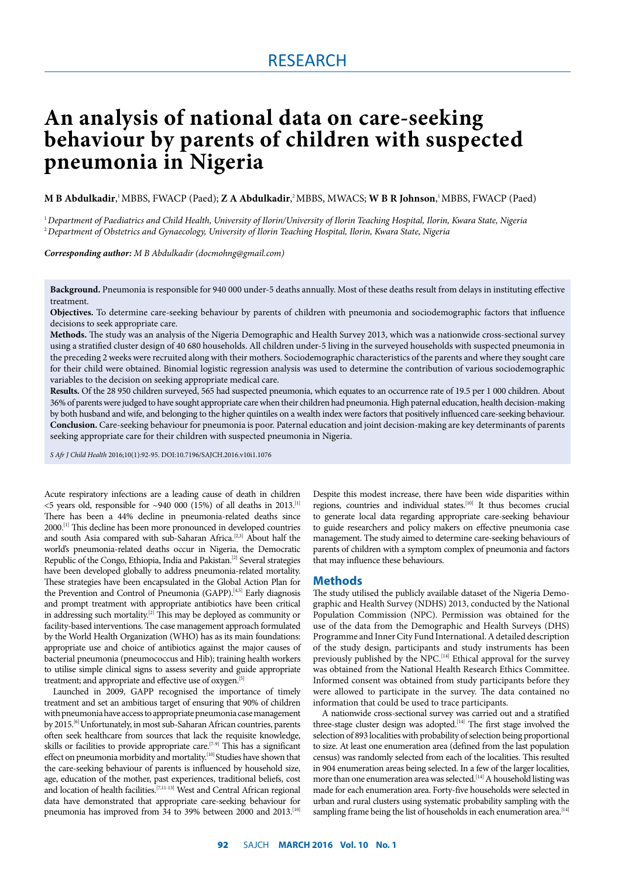RESEARCH

# An analysis of national data on care-seeking behaviour by parents of children with suspected pneumonia in Nigeria

**M B Abdulkadir**,[1] MBBS, FWACP (Paed); **Z A Abdulkadir**,[2] MBBS, MWACS; **W B R Johnson**,[1] MBBS, FWACP (Paed)

[1] *Department of Paediatrics and Child Health, University of Ilorin/University of Ilorin Teaching Hospital, Ilorin, Kwara State, Nigeria*
[2] *Department of Obstetrics and Gynaecology, University of Ilorin Teaching Hospital, Ilorin, Kwara State, Nigeria*

***Corresponding author:*** *M B Abdulkadir (docmohng@gmail.com)*

**Background.** Pneumonia is responsible for 940 000 under-5 deaths annually. Most of these deaths result from delays in instituting effective treatment.

**Objectives.** To determine care-seeking behaviour by parents of children with pneumonia and sociodemographic factors that influence decisions to seek appropriate care.

**Methods.** The study was an analysis of the Nigeria Demographic and Health Survey 2013, which was a nationwide cross-sectional survey using a stratified cluster design of 40 680 households. All children under-5 living in the surveyed households with suspected pneumonia in the preceding 2 weeks were recruited along with their mothers. Sociodemographic characteristics of the parents and where they sought care for their child were obtained. Binomial logistic regression analysis was used to determine the contribution of various sociodemographic variables to the decision on seeking appropriate medical care.

**Results.** Of the 28 950 children surveyed, 565 had suspected pneumonia, which equates to an occurrence rate of 19.5 per 1 000 children. About 36% of parents were judged to have sought appropriate care when their children had pneumonia. High paternal education, health decision-making by both husband and wife, and belonging to the higher quintiles on a wealth index were factors that positively influenced care-seeking behaviour.

**Conclusion.** Care-seeking behaviour for pneumonia is poor. Paternal education and joint decision-making are key determinants of parents seeking appropriate care for their children with suspected pneumonia in Nigeria.

*S Afr J Child Health* 2016;10(1):92-95. DOI:10.7196/SAJCH.2016.v10i1.1076

Acute respiratory infections are a leading cause of death in children <5 years old, responsible for ~940 000 (15%) of all deaths in 2013.[1] There has been a 44% decline in pneumonia-related deaths since 2000.[1] This decline has been more pronounced in developed countries and south Asia compared with sub-Saharan Africa.[2,3] About half the world's pneumonia-related deaths occur in Nigeria, the Democratic Republic of the Congo, Ethiopia, India and Pakistan.[2] Several strategies have been developed globally to address pneumonia-related mortality. These strategies have been encapsulated in the Global Action Plan for the Prevention and Control of Pneumonia (GAPP).[4,5] Early diagnosis and prompt treatment with appropriate antibiotics have been critical in addressing such mortality.[2] This may be deployed as community or facility-based interventions. The case management approach formulated by the World Health Organization (WHO) has as its main foundations: appropriate use and choice of antibiotics against the major causes of bacterial pneumonia (pneumococcus and Hib); training health workers to utilise simple clinical signs to assess severity and guide appropriate treatment; and appropriate and effective use of oxygen.[5]

Launched in 2009, GAPP recognised the importance of timely treatment and set an ambitious target of ensuring that 90% of children with pneumonia have access to appropriate pneumonia case management by 2015.[6] Unfortunately, in most sub-Saharan African countries, parents often seek healthcare from sources that lack the requisite knowledge, skills or facilities to provide appropriate care.[7-9] This has a significant effect on pneumonia morbidity and mortality.[10] Studies have shown that the care-seeking behaviour of parents is influenced by household size, age, education of the mother, past experiences, traditional beliefs, cost and location of health facilities.[7,11-13] West and Central African regional data have demonstrated that appropriate care-seeking behaviour for pneumonia has improved from 34 to 39% between 2000 and 2013.[10] Despite this modest increase, there have been wide disparities within regions, countries and individual states.[10] It thus becomes crucial to generate local data regarding appropriate care-seeking behaviour to guide researchers and policy makers on effective pneumonia case management. The study aimed to determine care-seeking behaviours of parents of children with a symptom complex of pneumonia and factors that may influence these behaviours.

## Methods

The study utilised the publicly available dataset of the Nigeria Demographic and Health Survey (NDHS) 2013, conducted by the National Population Commission (NPC). Permission was obtained for the use of the data from the Demographic and Health Surveys (DHS) Programme and Inner City Fund International. A detailed description of the study design, participants and study instruments has been previously published by the NPC.[14] Ethical approval for the survey was obtained from the National Health Research Ethics Committee. Informed consent was obtained from study participants before they were allowed to participate in the survey. The data contained no information that could be used to trace participants.

A nationwide cross-sectional survey was carried out and a stratified three-stage cluster design was adopted.[14] The first stage involved the selection of 893 localities with probability of selection being proportional to size. At least one enumeration area (defined from the last population census) was randomly selected from each of the localities. This resulted in 904 enumeration areas being selected. In a few of the larger localities, more than one enumeration area was selected.[14] A household listing was made for each enumeration area. Forty-five households were selected in urban and rural clusters using systematic probability sampling with the sampling frame being the list of households in each enumeration area.[14]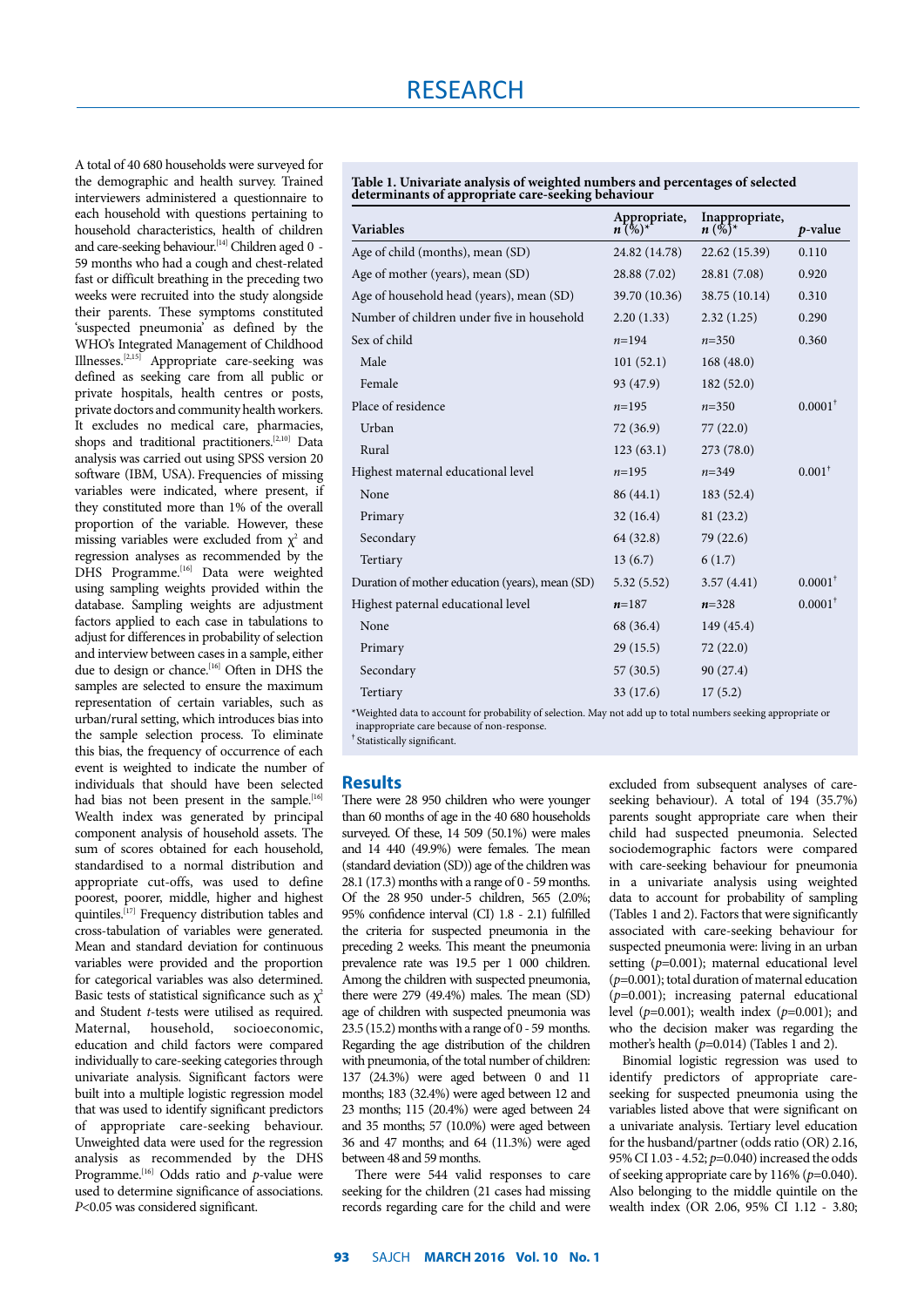A total of 40 680 households were surveyed for the demographic and health survey. Trained interviewers administered a questionnaire to each household with questions pertaining to household characteristics, health of children and care-seeking behaviour.[14] Children aged 0 - 59 months who had a cough and chest-related fast or difficult breathing in the preceding two weeks were recruited into the study alongside their parents. These symptoms constituted 'suspected pneumonia' as defined by the WHO's Integrated Management of Childhood Illnesses.[2,15] Appropriate care-seeking was defined as seeking care from all public or private hospitals, health centres or posts, private doctors and community health workers. It excludes no medical care, pharmacies, shops and traditional practitioners.[2,10] Data analysis was carried out using SPSS version 20 software (IBM, USA). Frequencies of missing variables were indicated, where present, if they constituted more than 1% of the overall proportion of the variable. However, these missing variables were excluded from $\chi^2$ and regression analyses as recommended by the DHS Programme.[16] Data were weighted using sampling weights provided within the database. Sampling weights are adjustment factors applied to each case in tabulations to adjust for differences in probability of selection and interview between cases in a sample, either due to design or chance.[16] Often in DHS the samples are selected to ensure the maximum representation of certain variables, such as urban/rural setting, which introduces bias into the sample selection process. To eliminate this bias, the frequency of occurrence of each event is weighted to indicate the number of individuals that should have been selected had bias not been present in the sample.[16] Wealth index was generated by principal component analysis of household assets. The sum of scores obtained for each household, standardised to a normal distribution and appropriate cut-offs, was used to define poorest, poorer, middle, higher and highest quintiles.[17] Frequency distribution tables and cross-tabulation of variables were generated. Mean and standard deviation for continuous variables were provided and the proportion for categorical variables was also determined. Basic tests of statistical significance such as $\chi^2$ and Student *t*-tests were utilised as required. Maternal, household, socioeconomic, education and child factors were compared individually to care-seeking categories through univariate analysis. Significant factors were built into a multiple logistic regression model that was used to identify significant predictors of appropriate care-seeking behaviour. Unweighted data were used for the regression analysis as recommended by the DHS Programme.[16] Odds ratio and *p*-value were used to determine significance of associations. *P*<0.05 was considered significant.

**Table 1. Univariate analysis of weighted numbers and percentages of selected determinants of appropriate care-seeking behaviour**

| Variables | Appropriate, *n* (%)* | Inappropriate, *n* (%)* | *p*-value |
|---|---|---|---|
| Age of child (months), mean (SD) | 24.82 (14.78) | 22.62 (15.39) | 0.110 |
| Age of mother (years), mean (SD) | 28.88 (7.02) | 28.81 (7.08) | 0.920 |
| Age of household head (years), mean (SD) | 39.70 (10.36) | 38.75 (10.14) | 0.310 |
| Number of children under five in household | 2.20 (1.33) | 2.32 (1.25) | 0.290 |
| Sex of child | *n*=194 | *n*=350 | 0.360 |
| Male | 101 (52.1) | 168 (48.0) | |
| Female | 93 (47.9) | 182 (52.0) | |
| Place of residence | *n*=195 | *n*=350 | 0.0001† |
| Urban | 72 (36.9) | 77 (22.0) | |
| Rural | 123 (63.1) | 273 (78.0) | |
| Highest maternal educational level | *n*=195 | *n*=349 | 0.001† |
| None | 86 (44.1) | 183 (52.4) | |
| Primary | 32 (16.4) | 81 (23.2) | |
| Secondary | 64 (32.8) | 79 (22.6) | |
| Tertiary | 13 (6.7) | 6 (1.7) | |
| Duration of mother education (years), mean (SD) | 5.32 (5.52) | 3.57 (4.41) | 0.0001† |
| Highest paternal educational level | ***n*=187** | ***n*=328** | 0.0001† |
| None | 68 (36.4) | 149 (45.4) | |
| Primary | 29 (15.5) | 72 (22.0) | |
| Secondary | 57 (30.5) | 90 (27.4) | |
| Tertiary | 33 (17.6) | 17 (5.2) | |

*Weighted data to account for probability of selection. May not add up to total numbers seeking appropriate or inappropriate care because of non-response.
† Statistically significant.

## Results

There were 28 950 children who were younger than 60 months of age in the 40 680 households surveyed. Of these, 14 509 (50.1%) were males and 14 440 (49.9%) were females. The mean (standard deviation (SD)) age of the children was 28.1 (17.3) months with a range of 0 - 59 months. Of the 28 950 under-5 children, 565 (2.0%; 95% confidence interval (CI) 1.8 - 2.1) fulfilled the criteria for suspected pneumonia in the preceding 2 weeks. This meant the pneumonia prevalence rate was 19.5 per 1 000 children. Among the children with suspected pneumonia, there were 279 (49.4%) males. The mean (SD) age of children with suspected pneumonia was 23.5 (15.2) months with a range of 0 - 59 months. Regarding the age distribution of the children with pneumonia, of the total number of children: 137 (24.3%) were aged between 0 and 11 months; 183 (32.4%) were aged between 12 and 23 months; 115 (20.4%) were aged between 24 and 35 months; 57 (10.0%) were aged between 36 and 47 months; and 64 (11.3%) were aged between 48 and 59 months.

There were 544 valid responses to care seeking for the children (21 cases had missing records regarding care for the child and were excluded from subsequent analyses of care-seeking behaviour). A total of 194 (35.7%) parents sought appropriate care when their child had suspected pneumonia. Selected sociodemographic factors were compared with care-seeking behaviour for pneumonia in a univariate analysis using weighted data to account for probability of sampling (Tables 1 and 2). Factors that were significantly associated with care-seeking behaviour for suspected pneumonia were: living in an urban setting (*p*=0.001); maternal educational level (*p*=0.001); total duration of maternal education (*p*=0.001); increasing paternal educational level (*p*=0.001); wealth index (*p*=0.001); and who the decision maker was regarding the mother's health (*p*=0.014) (Tables 1 and 2).

Binomial logistic regression was used to identify predictors of appropriate care-seeking for suspected pneumonia using the variables listed above that were significant on a univariate analysis. Tertiary level education for the husband/partner (odds ratio (OR) 2.16, 95% CI 1.03 - 4.52; *p*=0.040) increased the odds of seeking appropriate care by 116% (*p*=0.040). Also belonging to the middle quintile on the wealth index (OR 2.06, 95% CI 1.12 - 3.80;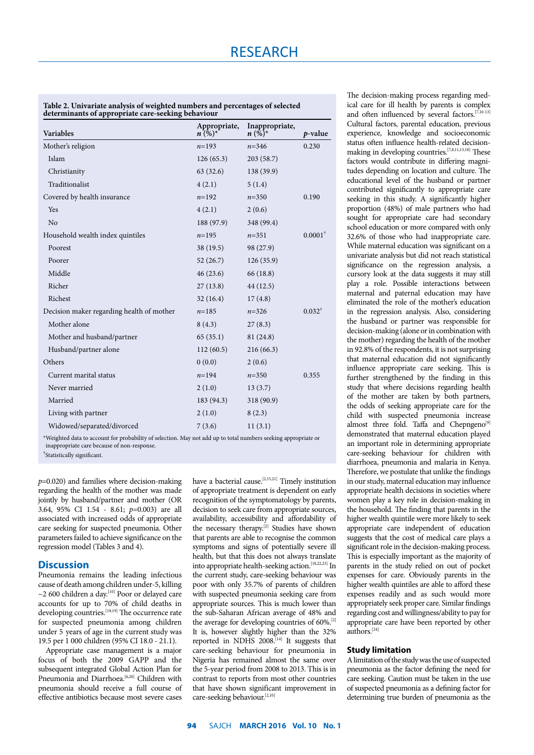**Table 2. Univariate analysis of weighted numbers and percentages of selected determinants of appropriate care-seeking behaviour**

| Variables | Appropriate, *n* (%)* | Inappropriate, *n* (%)* | *p*-value |
|---|---|---|---|
| Mother's religion | *n*=193 | *n*=346 | 0.230 |
| Islam | 126 (65.3) | 203 (58.7) | |
| Christianity | 63 (32.6) | 138 (39.9) | |
| Traditionalist | 4 (2.1) | 5 (1.4) | |
| Covered by health insurance | *n*=192 | *n*=350 | 0.190 |
| Yes | 4 (2.1) | 2 (0.6) | |
| No | 188 (97.9) | 348 (99.4) | |
| Household wealth index quintiles | *n*=195 | *n*=351 | 0.0001† |
| Poorest | 38 (19.5) | 98 (27.9) | |
| Poorer | 52 (26.7) | 126 (35.9) | |
| Middle | 46 (23.6) | 66 (18.8) | |
| Richer | 27 (13.8) | 44 (12.5) | |
| Richest | 32 (16.4) | 17 (4.8) | |
| Decision maker regarding health of mother | *n*=185 | *n*=326 | 0.032† |
| Mother alone | 8 (4.3) | 27 (8.3) | |
| Mother and husband/partner | 65 (35.1) | 81 (24.8) | |
| Husband/partner alone | 112 (60.5) | 216 (66.3) | |
| Others | 0 (0.0) | 2 (0.6) | |
| Current marital status | *n*=194 | *n*=350 | 0.355 |
| Never married | 2 (1.0) | 13 (3.7) | |
| Married | 183 (94.3) | 318 (90.9) | |
| Living with partner | 2 (1.0) | 8 (2.3) | |
| Widowed/separated/divorced | 7 (3.6) | 11 (3.1) | |

*Weighted data to account for probability of selection. May not add up to total numbers seeking appropriate or inappropriate care because of non-response.

†Statistically significant.

*p*=0.020) and families where decision-making regarding the health of the mother was made jointly by husband/partner and mother (OR 3.64, 95% CI 1.54 - 8.61; *p*=0.003) are all associated with increased odds of appropriate care seeking for suspected pneumonia. Other parameters failed to achieve significance on the regression model (Tables 3 and 4).

## Discussion

Pneumonia remains the leading infectious cause of death among children under-5, killing ~2 600 children a day.[10] Poor or delayed care accounts for up to 70% of child deaths in developing countries.[18,19] The occurrence rate for suspected pneumonia among children under 5 years of age in the current study was 19.5 per 1 000 children (95% CI 18.0 - 21.1).

Appropriate case management is a major focus of both the 2009 GAPP and the subsequent integrated Global Action Plan for Pneumonia and Diarrhoea.[6,20] Children with pneumonia should receive a full course of effective antibiotics because most severe cases have a bacterial cause.[2,15,21] Timely institution of appropriate treatment is dependent on early recognition of the symptomatology by parents, decision to seek care from appropriate sources, availability, accessibility and affordability of the necessary therapy.[2] Studies have shown that parents are able to recognise the common symptoms and signs of potentially severe ill health, but that this does not always translate into appropriate health-seeking action.[18,22,23] In the current study, care-seeking behaviour was poor with only 35.7% of parents of children with suspected pneumonia seeking care from appropriate sources. This is much lower than the sub-Saharan African average of 48% and the average for developing countries of 60%.[2] It is, however slightly higher than the 32% reported in NDHS 2008.[14] It suggests that care-seeking behaviour for pneumonia in Nigeria has remained almost the same over the 5-year period from 2008 to 2013. This is in contrast to reports from most other countries that have shown significant improvement in care-seeking behaviour.[2,10]

The decision-making process regarding medical care for ill health by parents is complex and often influenced by several factors.[7,10-13] Cultural factors, parental education, previous experience, knowledge and socioeconomic status often influence health-related decision-making in developing countries.[7,8,11,13,18] These factors would contribute in differing magnitudes depending on location and culture. The educational level of the husband or partner contributed significantly to appropriate care seeking in this study. A significantly higher proportion (48%) of male partners who had sought for appropriate care had secondary school education or more compared with only 32.6% of those who had inappropriate care. While maternal education was significant on a univariate analysis but did not reach statistical significance on the regression analysis, a cursory look at the data suggests it may still play a role. Possible interactions between maternal and paternal education may have eliminated the role of the mother's education in the regression analysis. Also, considering the husband or partner was responsible for decision-making (alone or in combination with the mother) regarding the health of the mother in 92.8% of the respondents, it is not surprising that maternal education did not significantly influence appropriate care seeking. This is further strengthened by the finding in this study that where decisions regarding health of the mother are taken by both partners, the odds of seeking appropriate care for the child with suspected pneumonia increase almost three fold. Taffa and Chepngeno[9] demonstrated that maternal education played an important role in determining appropriate care-seeking behaviour for children with diarrhoea, pneumonia and malaria in Kenya. Therefore, we postulate that unlike the findings in our study, maternal education may influence appropriate health decisions in societies where women play a key role in decision-making in the household. The finding that parents in the higher wealth quintile were more likely to seek appropriate care independent of education suggests that the cost of medical care plays a significant role in the decision-making process. This is especially important as the majority of parents in the study relied on out of pocket expenses for care. Obviously parents in the higher wealth quintiles are able to afford these expenses readily and as such would more appropriately seek proper care. Similar findings regarding cost and willingness/ability to pay for appropriate care have been reported by other authors.[24]

### Study limitation

A limitation of the study was the use of suspected pneumonia as the factor defining the need for care seeking. Caution must be taken in the use of suspected pneumonia as a defining factor for determining true burden of pneumonia as the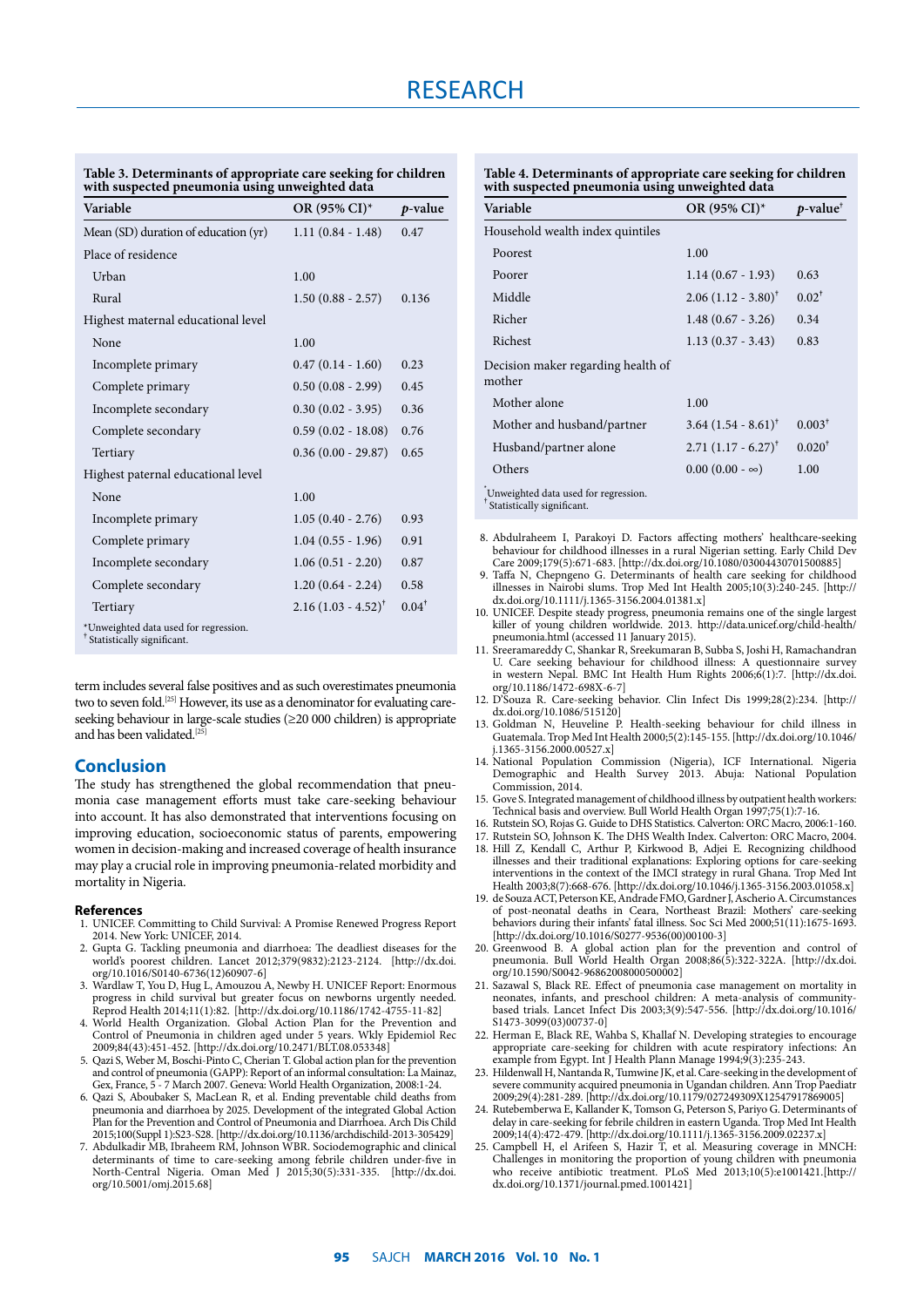**Table 3. Determinants of appropriate care seeking for children with suspected pneumonia using unweighted data**

| Variable | OR (95% CI)* | *p*-value |
|---|---|---|
| Mean (SD) duration of education (yr) | 1.11 (0.84 - 1.48) | 0.47 |
| Place of residence | | |
| Urban | 1.00 | |
| Rural | 1.50 (0.88 - 2.57) | 0.136 |
| Highest maternal educational level | | |
| None | 1.00 | |
| Incomplete primary | 0.47 (0.14 - 1.60) | 0.23 |
| Complete primary | 0.50 (0.08 - 2.99) | 0.45 |
| Incomplete secondary | 0.30 (0.02 - 3.95) | 0.36 |
| Complete secondary | 0.59 (0.02 - 18.08) | 0.76 |
| Tertiary | 0.36 (0.00 - 29.87) | 0.65 |
| Highest paternal educational level | | |
| None | 1.00 | |
| Incomplete primary | 1.05 (0.40 - 2.76) | 0.93 |
| Complete primary | 1.04 (0.55 - 1.96) | 0.91 |
| Incomplete secondary | 1.06 (0.51 - 2.20) | 0.87 |
| Complete secondary | 1.20 (0.64 - 2.24) | 0.58 |
| Tertiary | 2.16 (1.03 - 4.52)† | 0.04† |

*Unweighted data used for regression.
† Statistically significant.

**Table 4. Determinants of appropriate care seeking for children with suspected pneumonia using unweighted data**

| Variable | OR (95% CI)* | *p*-value† |
|---|---|---|
| Household wealth index quintiles | | |
| Poorest | 1.00 | |
| Poorer | 1.14 (0.67 - 1.93) | 0.63 |
| Middle | 2.06 (1.12 - 3.80)† | 0.02† |
| Richer | 1.48 (0.67 - 3.26) | 0.34 |
| Richest | 1.13 (0.37 - 3.43) | 0.83 |
| Decision maker regarding health of mother | | |
| Mother alone | 1.00 | |
| Mother and husband/partner | 3.64 (1.54 - 8.61)† | 0.003† |
| Husband/partner alone | 2.71 (1.17 - 6.27)† | 0.020† |
| Others | 0.00 (0.00 - ∞) | 1.00 |

*Unweighted data used for regression.
† Statistically significant.

term includes several false positives and as such overestimates pneumonia two to seven fold.[25] However, its use as a denominator for evaluating care-seeking behaviour in large-scale studies (≥20 000 children) is appropriate and has been validated.[25]

## Conclusion

The study has strengthened the global recommendation that pneumonia case management efforts must take care-seeking behaviour into account. It has also demonstrated that interventions focusing on improving education, socioeconomic status of parents, empowering women in decision-making and increased coverage of health insurance may play a crucial role in improving pneumonia-related morbidity and mortality in Nigeria.

### References

1. UNICEF. Committing to Child Survival: A Promise Renewed Progress Report 2014. New York: UNICEF, 2014.
2. Gupta G. Tackling pneumonia and diarrhoea: The deadliest diseases for the world's poorest children. Lancet 2012;379(9832):2123-2124. [http://dx.doi.org/10.1016/S0140-6736(12)60907-6]
3. Wardlaw T, You D, Hug L, Amouzou A, Newby H. UNICEF Report: Enormous progress in child survival but greater focus on newborns urgently needed. Reprod Health 2014;11(1):82. [http://dx.doi.org/10.1186/1742-4755-11-82]
4. World Health Organization. Global Action Plan for the Prevention and Control of Pneumonia in children aged under 5 years. Wkly Epidemiol Rec 2009;84(43):451-452. [http://dx.doi.org/10.2471/BLT.08.053348]
5. Qazi S, Weber M, Boschi-Pinto C, Cherian T. Global action plan for the prevention and control of pneumonia (GAPP): Report of an informal consultation: La Mainaz, Gex, France, 5 - 7 March 2007. Geneva: World Health Organization, 2008:1-24.
6. Qazi S, Aboubaker S, MacLean R, et al. Ending preventable child deaths from pneumonia and diarrhoea by 2025. Development of the integrated Global Action Plan for the Prevention and Control of Pneumonia and Diarrhoea. Arch Dis Child 2015;100(Suppl 1):S23-S28. [http://dx.doi.org/10.1136/archdischild-2013-305429]
7. Abdulkadir MB, Ibraheem RM, Johnson WBR. Sociodemographic and clinical determinants of time to care-seeking among febrile children under-five in North-Central Nigeria. Oman Med J 2015;30(5):331-335. [http://dx.doi.org/10.5001/omj.2015.68]
8. Abdulraheem I, Parakoyi D. Factors affecting mothers' healthcare-seeking behaviour for childhood illnesses in a rural Nigerian setting. Early Child Dev Care 2009;179(5):671-683. [http://dx.doi.org/10.1080/03004430701500885]
9. Taffa N, Chepngeno G. Determinants of health care seeking for childhood illnesses in Nairobi slums. Trop Med Int Health 2005;10(3):240-245. [http://dx.doi.org/10.1111/j.1365-3156.2004.01381.x]
10. UNICEF. Despite steady progress, pneumonia remains one of the single largest killer of young children worldwide. 2013. http://data.unicef.org/child-health/pneumonia.html (accessed 11 January 2015).
11. Sreeramareddy C, Shankar R, Sreekumaran B, Subba S, Joshi H, Ramachandran U. Care seeking behaviour for childhood illness: A questionnaire survey in western Nepal. BMC Int Health Hum Rights 2006;6(1):7. [http://dx.doi.org/10.1186/1472-698X-6-7]
12. D'Souza R. Care-seeking behavior. Clin Infect Dis 1999;28(2):234. [http://dx.doi.org/10.1086/515120]
13. Goldman N, Heuveline P. Health-seeking behaviour for child illness in Guatemala. Trop Med Int Health 2000;5(2):145-155. [http://dx.doi.org/10.1046/j.1365-3156.2000.00527.x]
14. National Population Commission (Nigeria), ICF International. Nigeria Demographic and Health Survey 2013. Abuja: National Population Commission, 2014.
15. Gove S. Integrated management of childhood illness by outpatient health workers: Technical basis and overview. Bull World Health Organ 1997;75(1):7-16.
16. Rutstein SO, Rojas G. Guide to DHS Statistics. Calverton: ORC Macro, 2006:1-160.
17. Rutstein SO, Johnson K. The DHS Wealth Index. Calverton: ORC Macro, 2004.
18. Hill Z, Kendall C, Arthur P, Kirkwood B, Adjei E. Recognizing childhood illnesses and their traditional explanations: Exploring options for care-seeking interventions in the context of the IMCI strategy in rural Ghana. Trop Med Int Health 2003;8(7):668-676. [http://dx.doi.org/10.1046/j.1365-3156.2003.01058.x]
19. de Souza ACT, Peterson KE, Andrade FMO, Gardner J, Ascherio A. Circumstances of post-neonatal deaths in Ceara, Northeast Brazil: Mothers' care-seeking behaviors during their infants' fatal illness. Soc Sci Med 2000;51(11):1675-1693. [http://dx.doi.org/10.1016/S0277-9536(00)00100-3]
20. Greenwood B. A global action plan for the prevention and control of pneumonia. Bull World Health Organ 2008;86(5):322-322A. [http://dx.doi.org/10.1590/S0042-96862008000500002]
21. Sazawal S, Black RE. Effect of pneumonia case management on mortality in neonates, infants, and preschool children: A meta-analysis of community-based trials. Lancet Infect Dis 2003;3(9):547-556. [http://dx.doi.org/10.1016/S1473-3099(03)00737-0]
22. Herman E, Black RE, Wahba S, Khallaf N. Developing strategies to encourage appropriate care-seeking for children with acute respiratory infections: An example from Egypt. Int J Health Plann Manage 1994;9(3):235-243.
23. Hildenwall H, Nantanda R, Tumwine JK, et al. Care-seeking in the development of severe community acquired pneumonia in Ugandan children. Ann Trop Paediatr 2009;29(4):281-289. [http://dx.doi.org/10.1179/027249309X12547917869005]
24. Rutebemberwa E, Kallander K, Tomson G, Peterson S, Pariyo G. Determinants of delay in care-seeking for febrile children in eastern Uganda. Trop Med Int Health 2009;14(4):472-479. [http://dx.doi.org/10.1111/j.1365-3156.2009.02237.x]
25. Campbell H, el Arifeen S, Hazir T, et al. Measuring coverage in MNCH: Challenges in monitoring the proportion of young children with pneumonia who receive antibiotic treatment. PLoS Med 2013;10(5):e1001421.[http://dx.doi.org/10.1371/journal.pmed.1001421]